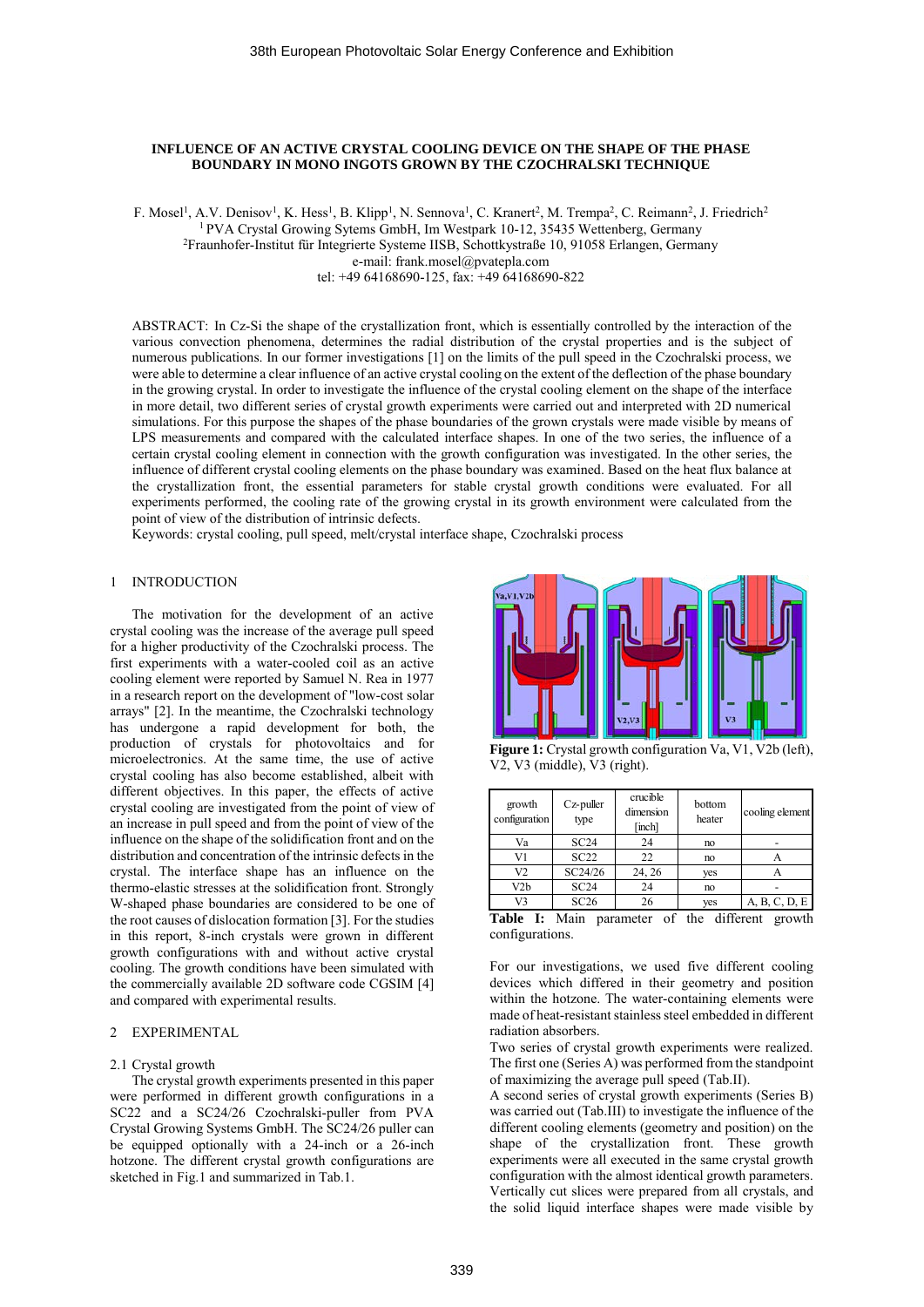# INFLUENCE OF AN ACTIVE CRYSTAL COOLING DEVICE ON THE SHAPE OF THE PHASE BOUNDARY IN MONO INGOTS GROWN BY THE CZOCHRALSKI TECHNIQUE

F. Mosel[1], A.V. Denisov[1], K. Hess[1], B. Klipp[1], N. Sennova[1], C. Kranert[2], M. Trempa[2], C. Reimann[2], J. Friedrich[2]

[1] PVA Crystal Growing Sytems GmbH, Im Westpark 10-12, 35435 Wettenberg, Germany

[2]Fraunhofer-Institut für Integrierte Systeme IISB, Schottkystraße 10, 91058 Erlangen, Germany

e-mail: frank.mosel@pvatepla.com

tel: +49 64168690-125, fax: +49 64168690-822

ABSTRACT: In Cz-Si the shape of the crystallization front, which is essentially controlled by the interaction of the various convection phenomena, determines the radial distribution of the crystal properties and is the subject of numerous publications. In our former investigations [1] on the limits of the pull speed in the Czochralski process, we were able to determine a clear influence of an active crystal cooling on the extent of the deflection of the phase boundary in the growing crystal. In order to investigate the influence of the crystal cooling element on the shape of the interface in more detail, two different series of crystal growth experiments were carried out and interpreted with 2D numerical simulations. For this purpose the shapes of the phase boundaries of the grown crystals were made visible by means of LPS measurements and compared with the calculated interface shapes. In one of the two series, the influence of a certain crystal cooling element in connection with the growth configuration was investigated. In the other series, the influence of different crystal cooling elements on the phase boundary was examined. Based on the heat flux balance at the crystallization front, the essential parameters for stable crystal growth conditions were evaluated. For all experiments performed, the cooling rate of the growing crystal in its growth environment were calculated from the point of view of the distribution of intrinsic defects.

Keywords: crystal cooling, pull speed, melt/crystal interface shape, Czochralski process

## 1 INTRODUCTION

The motivation for the development of an active crystal cooling was the increase of the average pull speed for a higher productivity of the Czochralski process. The first experiments with a water-cooled coil as an active cooling element were reported by Samuel N. Rea in 1977 in a research report on the development of "low-cost solar arrays" [2]. In the meantime, the Czochralski technology has undergone a rapid development for both, the production of crystals for photovoltaics and for microelectronics. At the same time, the use of active crystal cooling has also become established, albeit with different objectives. In this paper, the effects of active crystal cooling are investigated from the point of view of an increase in pull speed and from the point of view of the influence on the shape of the solidification front and on the distribution and concentration of the intrinsic defects in the crystal. The interface shape has an influence on the thermo-elastic stresses at the solidification front. Strongly W-shaped phase boundaries are considered to be one of the root causes of dislocation formation [3]. For the studies in this report, 8-inch crystals were grown in different growth configurations with and without active crystal cooling. The growth conditions have been simulated with the commercially available 2D software code CGSIM [4] and compared with experimental results.

## 2 EXPERIMENTAL

### 2.1 Crystal growth

The crystal growth experiments presented in this paper were performed in different growth configurations in a SC22 and a SC24/26 Czochralski-puller from PVA Crystal Growing Systems GmbH. The SC24/26 puller can be equipped optionally with a 24-inch or a 26-inch hotzone. The different crystal growth configurations are sketched in Fig.1 and summarized in Tab.1.

**Figure 1:** Crystal growth configuration Va, V1, V2b (left), V2, V3 (middle), V3 (right).

| growth configuration | Cz-puller type | crucible dimension [inch] | bottom heater | cooling element |
|---|---|---|---|---|
| Va | SC24 | 24 | no | - |
| V1 | SC22 | 22 | no | A |
| V2 | SC24/26 | 24, 26 | yes | A |
| V2b | SC24 | 24 | no | - |
| V3 | SC26 | 26 | yes | A, B, C, D, E |

**Table I:** Main parameter of the different growth configurations.

For our investigations, we used five different cooling devices which differed in their geometry and position within the hotzone. The water-containing elements were made of heat-resistant stainless steel embedded in different radiation absorbers.

Two series of crystal growth experiments were realized. The first one (Series A) was performed from the standpoint of maximizing the average pull speed (Tab.II).

A second series of crystal growth experiments (Series B) was carried out (Tab.III) to investigate the influence of the different cooling elements (geometry and position) on the shape of the crystallization front. These growth experiments were all executed in the same crystal growth configuration with the almost identical growth parameters. Vertically cut slices were prepared from all crystals, and the solid liquid interface shapes were made visible by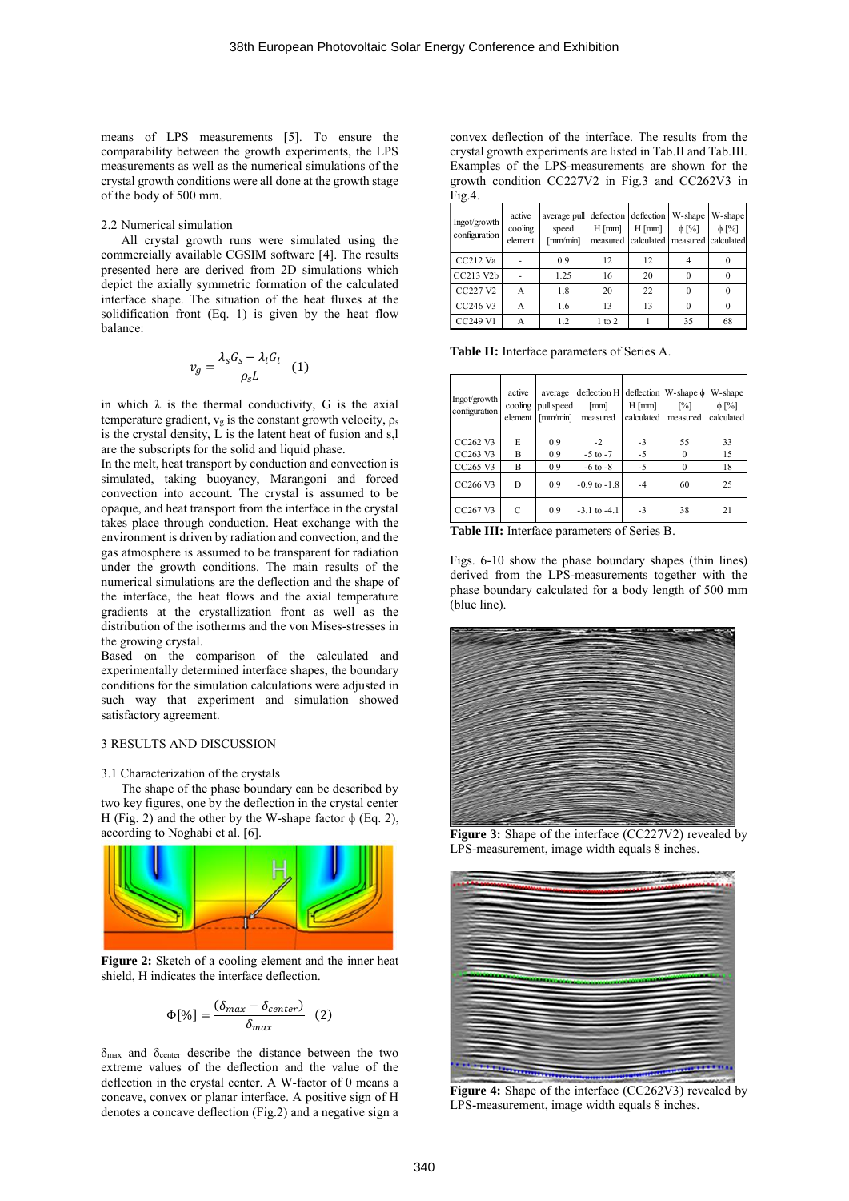means of LPS measurements [5]. To ensure the comparability between the growth experiments, the LPS measurements as well as the numerical simulations of the crystal growth conditions were all done at the growth stage of the body of 500 mm.

### 2.2 Numerical simulation

All crystal growth runs were simulated using the commercially available CGSIM software [4]. The results presented here are derived from 2D simulations which depict the axially symmetric formation of the calculated interface shape. The situation of the heat fluxes at the solidification front (Eq. 1) is given by the heat flow balance:

$$v_g = \frac{\lambda_s G_s - \lambda_l G_l}{\rho_s L} \quad (1)$$

in which λ is the thermal conductivity, G is the axial temperature gradient, $v_g$ is the constant growth velocity, $\rho_s$ is the crystal density, L is the latent heat of fusion and s,l are the subscripts for the solid and liquid phase.

In the melt, heat transport by conduction and convection is simulated, taking buoyancy, Marangoni and forced convection into account. The crystal is assumed to be opaque, and heat transport from the interface in the crystal takes place through conduction. Heat exchange with the environment is driven by radiation and convection, and the gas atmosphere is assumed to be transparent for radiation under the growth conditions. The main results of the numerical simulations are the deflection and the shape of the interface, the heat flows and the axial temperature gradients at the crystallization front as well as the distribution of the isotherms and the von Mises-stresses in the growing crystal.

Based on the comparison of the calculated and experimentally determined interface shapes, the boundary conditions for the simulation calculations were adjusted in such way that experiment and simulation showed satisfactory agreement.

## 3 RESULTS AND DISCUSSION

### 3.1 Characterization of the crystals

The shape of the phase boundary can be described by two key figures, one by the deflection in the crystal center H (Fig. 2) and the other by the W-shape factor ϕ (Eq. 2), according to Noghabi et al. [6].

**Figure 2:** Sketch of a cooling element and the inner heat shield, H indicates the interface deflection.

$$\Phi[\%] = \frac{(\delta_{max} - \delta_{center})}{\delta_{max}} \quad (2)$$

$\delta_{max}$ and $\delta_{center}$ describe the distance between the two extreme values of the deflection and the value of the deflection in the crystal center. A W-factor of 0 means a concave, convex or planar interface. A positive sign of H denotes a concave deflection (Fig.2) and a negative sign a convex deflection of the interface. The results from the crystal growth experiments are listed in Tab.II and Tab.III. Examples of the LPS-measurements are shown for the growth condition CC227V2 in Fig.3 and CC262V3 in Fig.4.

| Ingot/growth configuration | active cooling element | average pull speed [mm/min] | deflection H [mm] measured | deflection H [mm] calculated | W-shape ϕ [%] measured | W-shape ϕ [%] calculated |
|---|---|---|---|---|---|---|
| CC212 Va | - | 0.9 | 12 | 12 | 4 | 0 |
| CC213 V2b | - | 1.25 | 16 | 20 | 0 | 0 |
| CC227 V2 | A | 1.8 | 20 | 22 | 0 | 0 |
| CC246 V3 | A | 1.6 | 13 | 13 | 0 | 0 |
| CC249 V1 | A | 1.2 | 1 to 2 | 1 | 35 | 68 |

**Table II:** Interface parameters of Series A.

| Ingot/growth configuration | active cooling element | average pull speed [mm/min] | deflection H [mm] measured | deflection H [mm] calculated | W-shape ϕ [%] measured | W-shape ϕ [%] calculated |
|---|---|---|---|---|---|---|
| CC262 V3 | E | 0.9 | -2 | -3 | 55 | 33 |
| CC263 V3 | B | 0.9 | -5 to -7 | -5 | 0 | 15 |
| CC265 V3 | B | 0.9 | -6 to -8 | -5 | 0 | 18 |
| CC266 V3 | D | 0.9 | -0.9 to -1.8 | -4 | 60 | 25 |
| CC267 V3 | C | 0.9 | -3.1 to -4.1 | -3 | 38 | 21 |

**Table III:** Interface parameters of Series B.

Figs. 6-10 show the phase boundary shapes (thin lines) derived from the LPS-measurements together with the phase boundary calculated for a body length of 500 mm (blue line).

**Figure 3:** Shape of the interface (CC227V2) revealed by LPS-measurement, image width equals 8 inches.

**Figure 4:** Shape of the interface (CC262V3) revealed by LPS-measurement, image width equals 8 inches.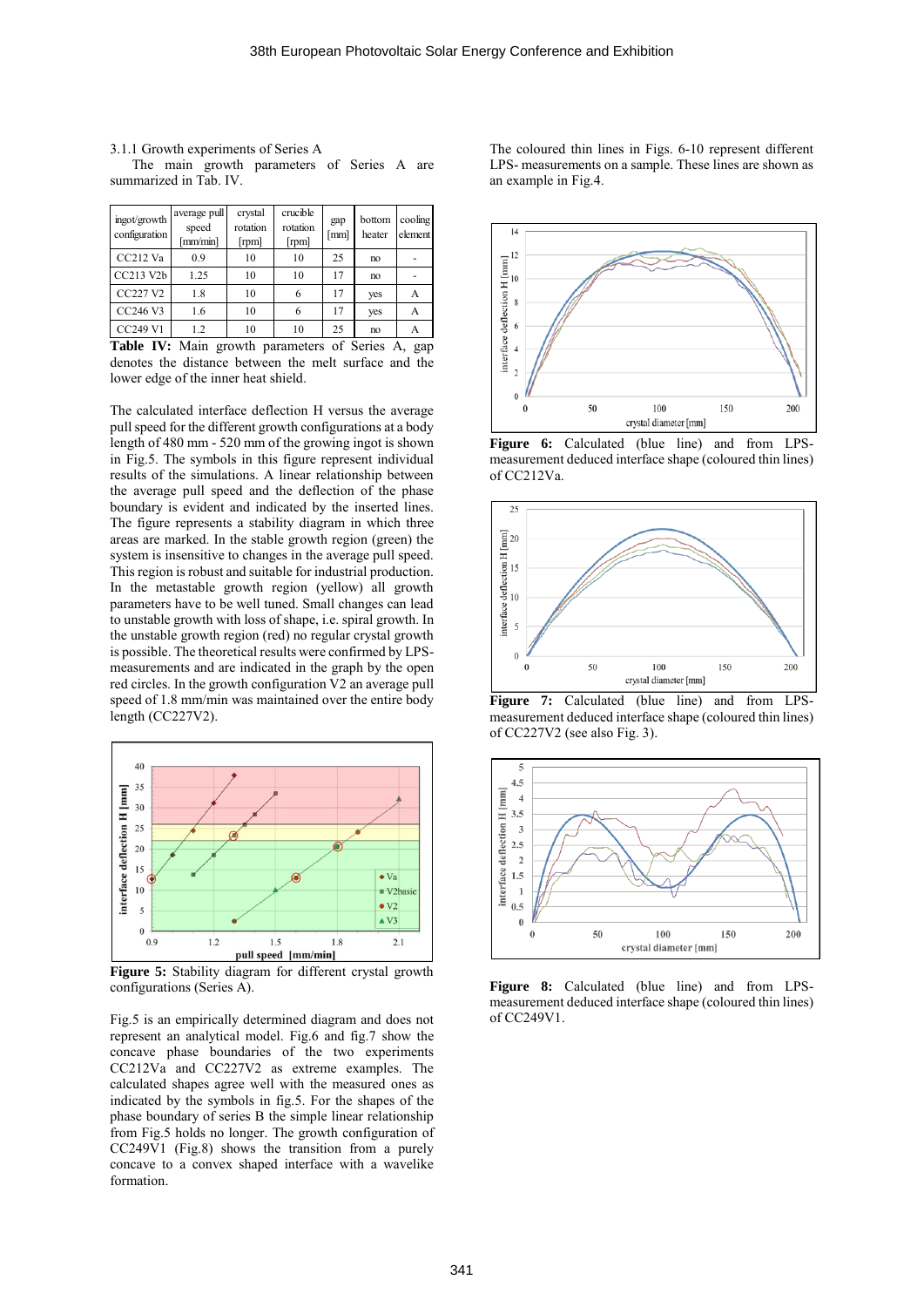### 3.1.1 Growth experiments of Series A

The main growth parameters of Series A are summarized in Tab. IV.

| ingot/growth configuration | average pull speed [mm/min] | crystal rotation [rpm] | crucible rotation [rpm] | gap [mm] | bottom heater | cooling element |
|---|---|---|---|---|---|---|
| CC212 Va | 0.9 | 10 | 10 | 25 | no | - |
| CC213 V2b | 1.25 | 10 | 10 | 17 | no | - |
| CC227 V2 | 1.8 | 10 | 6 | 17 | yes | A |
| CC246 V3 | 1.6 | 10 | 6 | 17 | yes | A |
| CC249 V1 | 1.2 | 10 | 10 | 25 | no | A |

**Table IV:** Main growth parameters of Series A, gap denotes the distance between the melt surface and the lower edge of the inner heat shield.

The calculated interface deflection H versus the average pull speed for the different growth configurations at a body length of 480 mm - 520 mm of the growing ingot is shown in Fig.5. The symbols in this figure represent individual results of the simulations. A linear relationship between the average pull speed and the deflection of the phase boundary is evident and indicated by the inserted lines. The figure represents a stability diagram in which three areas are marked. In the stable growth region (green) the system is insensitive to changes in the average pull speed. This region is robust and suitable for industrial production. In the metastable growth region (yellow) all growth parameters have to be well tuned. Small changes can lead to unstable growth with loss of shape, i.e. spiral growth. In the unstable growth region (red) no regular crystal growth is possible. The theoretical results were confirmed by LPS-measurements and are indicated in the graph by the open red circles. In the growth configuration V2 an average pull speed of 1.8 mm/min was maintained over the entire body length (CC227V2).

**Figure 5:** Stability diagram for different crystal growth configurations (Series A).

Fig.5 is an empirically determined diagram and does not represent an analytical model. Fig.6 and fig.7 show the concave phase boundaries of the two experiments CC212Va and CC227V2 as extreme examples. The calculated shapes agree well with the measured ones as indicated by the symbols in fig.5. For the shapes of the phase boundary of series B the simple linear relationship from Fig.5 holds no longer. The growth configuration of CC249V1 (Fig.8) shows the transition from a purely concave to a convex shaped interface with a wavelike formation.

The coloured thin lines in Figs. 6-10 represent different LPS- measurements on a sample. These lines are shown as an example in Fig.4.

**Figure 6:** Calculated (blue line) and from LPS-measurement deduced interface shape (coloured thin lines) of CC212Va.

**Figure 7:** Calculated (blue line) and from LPS-measurement deduced interface shape (coloured thin lines) of CC227V2 (see also Fig. 3).

**Figure 8:** Calculated (blue line) and from LPS-measurement deduced interface shape (coloured thin lines) of CC249V1.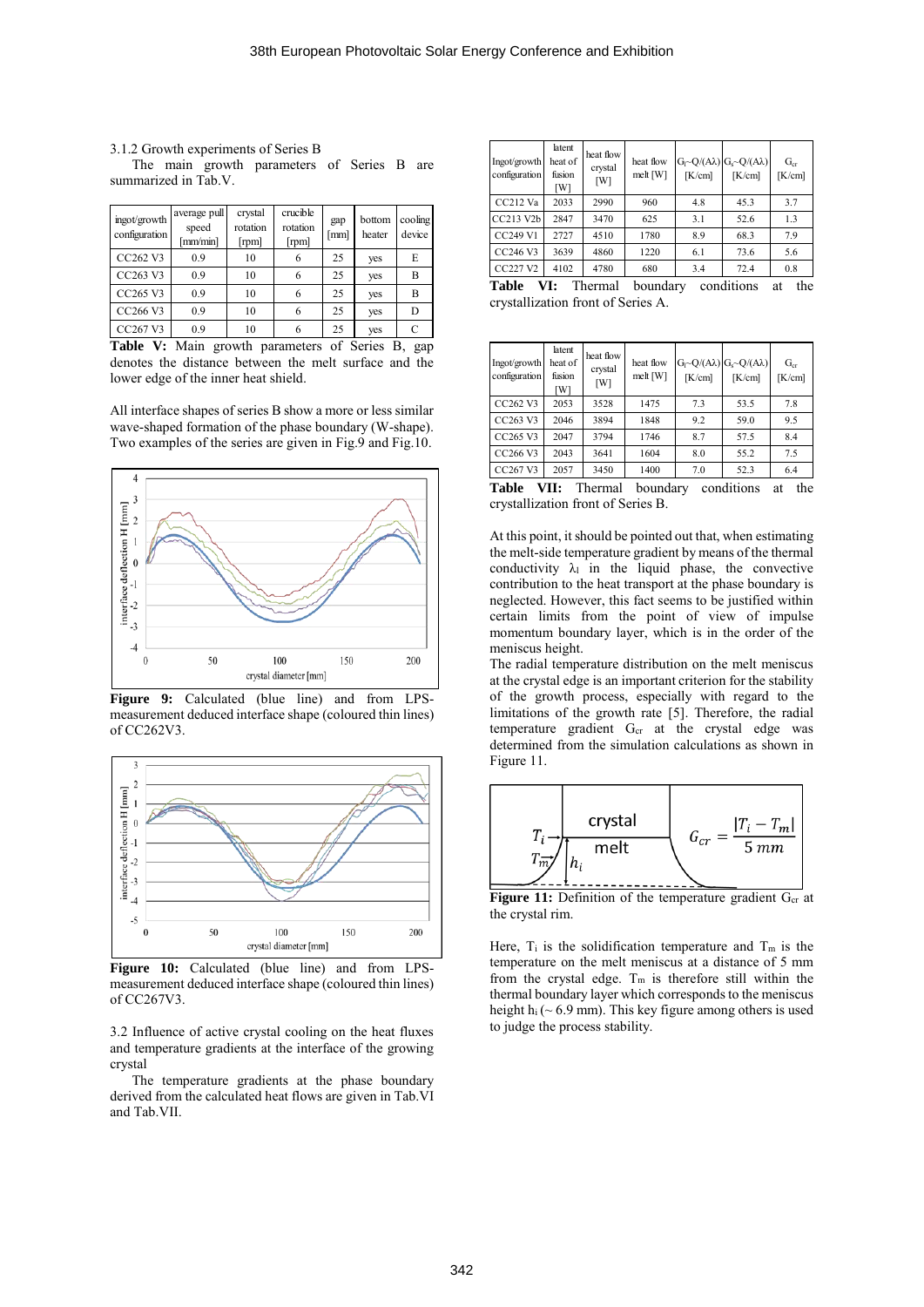3.1.2 Growth experiments of Series B

The main growth parameters of Series B are summarized in Tab.V.

| ingot/growth configuration | average pull speed [mm/min] | crystal rotation [rpm] | crucible rotation [rpm] | gap [mm] | bottom heater | cooling device |
|---|---|---|---|---|---|---|
| CC262 V3 | 0.9 | 10 | 6 | 25 | yes | E |
| CC263 V3 | 0.9 | 10 | 6 | 25 | yes | B |
| CC265 V3 | 0.9 | 10 | 6 | 25 | yes | B |
| CC266 V3 | 0.9 | 10 | 6 | 25 | yes | D |
| CC267 V3 | 0.9 | 10 | 6 | 25 | yes | C |

**Table V:** Main growth parameters of Series B, gap denotes the distance between the melt surface and the lower edge of the inner heat shield.

All interface shapes of series B show a more or less similar wave-shaped formation of the phase boundary (W-shape). Two examples of the series are given in Fig.9 and Fig.10.

**Figure 9:** Calculated (blue line) and from LPS-measurement deduced interface shape (coloured thin lines) of CC262V3.

**Figure 10:** Calculated (blue line) and from LPS-measurement deduced interface shape (coloured thin lines) of CC267V3.

3.2 Influence of active crystal cooling on the heat fluxes and temperature gradients at the interface of the growing crystal

The temperature gradients at the phase boundary derived from the calculated heat flows are given in Tab.VI and Tab.VII.

| Ingot/growth configuration | latent heat of fusion [W] | heat flow crystal [W] | heat flow melt [W] | $G_l$~$Q/(A\lambda)$ [K/cm] | $G_s$~$Q/(A\lambda)$ [K/cm] | $G_{cr}$ [K/cm] |
|---|---|---|---|---|---|---|
| CC212 Va | 2033 | 2990 | 960 | 4.8 | 45.3 | 3.7 |
| CC213 V2b | 2847 | 3470 | 625 | 3.1 | 52.6 | 1.3 |
| CC249 V1 | 2727 | 4510 | 1780 | 8.9 | 68.3 | 7.9 |
| CC246 V3 | 3639 | 4860 | 1220 | 6.1 | 73.6 | 5.6 |
| CC227 V2 | 4102 | 4780 | 680 | 3.4 | 72.4 | 0.8 |

**Table VI:** Thermal boundary conditions at the crystallization front of Series A.

| Ingot/growth configuration | latent heat of fusion [W] | heat flow crystal [W] | heat flow melt [W] | $G_l$~$Q/(A\lambda)$ [K/cm] | $G_s$~$Q/(A\lambda)$ [K/cm] | $G_{cr}$ [K/cm] |
|---|---|---|---|---|---|---|
| CC262 V3 | 2053 | 3528 | 1475 | 7.3 | 53.5 | 7.8 |
| CC263 V3 | 2046 | 3894 | 1848 | 9.2 | 59.0 | 9.5 |
| CC265 V3 | 2047 | 3794 | 1746 | 8.7 | 57.5 | 8.4 |
| CC266 V3 | 2043 | 3641 | 1604 | 8.0 | 55.2 | 7.5 |
| CC267 V3 | 2057 | 3450 | 1400 | 7.0 | 52.3 | 6.4 |

**Table VII:** Thermal boundary conditions at the crystallization front of Series B.

At this point, it should be pointed out that, when estimating the melt-side temperature gradient by means of the thermal conductivity $\lambda_l$ in the liquid phase, the convective contribution to the heat transport at the phase boundary is neglected. However, this fact seems to be justified within certain limits from the point of view of impulse momentum boundary layer, which is in the order of the meniscus height.

The radial temperature distribution on the melt meniscus at the crystal edge is an important criterion for the stability of the growth process, especially with regard to the limitations of the growth rate [5]. Therefore, the radial temperature gradient $G_{cr}$ at the crystal edge was determined from the simulation calculations as shown in Figure 11.

$$G_{cr} = \frac{|T_i - T_m|}{5\ mm}$$

**Figure 11:** Definition of the temperature gradient $G_{cr}$ at the crystal rim.

Here, $T_i$ is the solidification temperature and $T_m$ is the temperature on the melt meniscus at a distance of 5 mm from the crystal edge. $T_m$ is therefore still within the thermal boundary layer which corresponds to the meniscus height $h_i$ (~ 6.9 mm). This key figure among others is used to judge the process stability.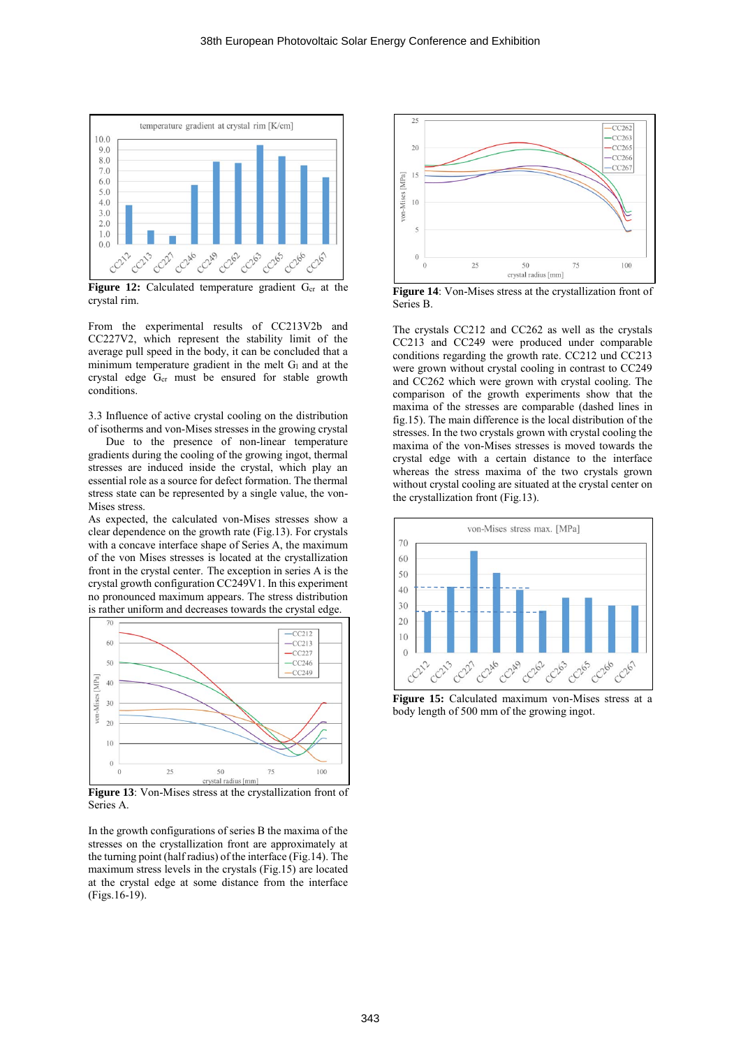Figure 12: Calculated temperature gradient $G_{cr}$ at the crystal rim.

From the experimental results of CC213V2b and CC227V2, which represent the stability limit of the average pull speed in the body, it can be concluded that a minimum temperature gradient in the melt $G_l$ and at the crystal edge $G_{cr}$ must be ensured for stable growth conditions.

3.3 Influence of active crystal cooling on the distribution of isotherms and von-Mises stresses in the growing crystal

Due to the presence of non-linear temperature gradients during the cooling of the growing ingot, thermal stresses are induced inside the crystal, which play an essential role as a source for defect formation. The thermal stress state can be represented by a single value, the von-Mises stress.

As expected, the calculated von-Mises stresses show a clear dependence on the growth rate (Fig.13). For crystals with a concave interface shape of Series A, the maximum of the von Mises stresses is located at the crystallization front in the crystal center. The exception in series A is the crystal growth configuration CC249V1. In this experiment no pronounced maximum appears. The stress distribution is rather uniform and decreases towards the crystal edge.

**Figure 13**: Von-Mises stress at the crystallization front of Series A.

In the growth configurations of series B the maxima of the stresses on the crystallization front are approximately at the turning point (half radius) of the interface (Fig.14). The maximum stress levels in the crystals (Fig.15) are located at the crystal edge at some distance from the interface (Figs.16-19).

**Figure 14**: Von-Mises stress at the crystallization front of Series B.

The crystals CC212 and CC262 as well as the crystals CC213 and CC249 were produced under comparable conditions regarding the growth rate. CC212 und CC213 were grown without crystal cooling in contrast to CC249 and CC262 which were grown with crystal cooling. The comparison of the growth experiments show that the maxima of the stresses are comparable (dashed lines in fig.15). The main difference is the local distribution of the stresses. In the two crystals grown with crystal cooling the maxima of the von-Mises stresses is moved towards the crystal edge with a certain distance to the interface whereas the stress maxima of the two crystals grown without crystal cooling are situated at the crystal center on the crystallization front (Fig.13).

**Figure 15:** Calculated maximum von-Mises stress at a body length of 500 mm of the growing ingot.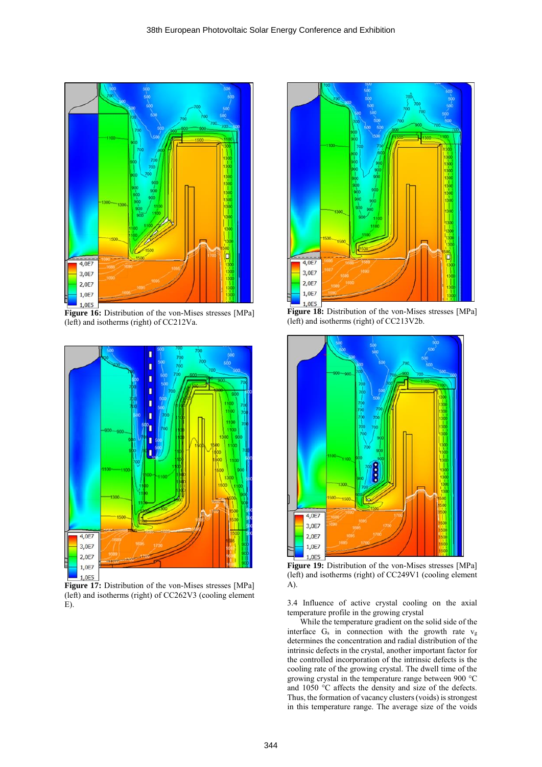Figure 16: Distribution of the von-Mises stresses [MPa] (left) and isotherms (right) of CC212Va.

Figure 18: Distribution of the von-Mises stresses [MPa] (left) and isotherms (right) of CC213V2b.

Figure 17: Distribution of the von-Mises stresses [MPa] (left) and isotherms (right) of CC262V3 (cooling element E).

Figure 19: Distribution of the von-Mises stresses [MPa] (left) and isotherms (right) of CC249V1 (cooling element A).

3.4 Influence of active crystal cooling on the axial temperature profile in the growing crystal

While the temperature gradient on the solid side of the interface $G_s$ in connection with the growth rate $v_g$ determines the concentration and radial distribution of the intrinsic defects in the crystal, another important factor for the controlled incorporation of the intrinsic defects is the cooling rate of the growing crystal. The dwell time of the growing crystal in the temperature range between 900 °C and 1050 °C affects the density and size of the defects. Thus, the formation of vacancy clusters (voids) is strongest in this temperature range. The average size of the voids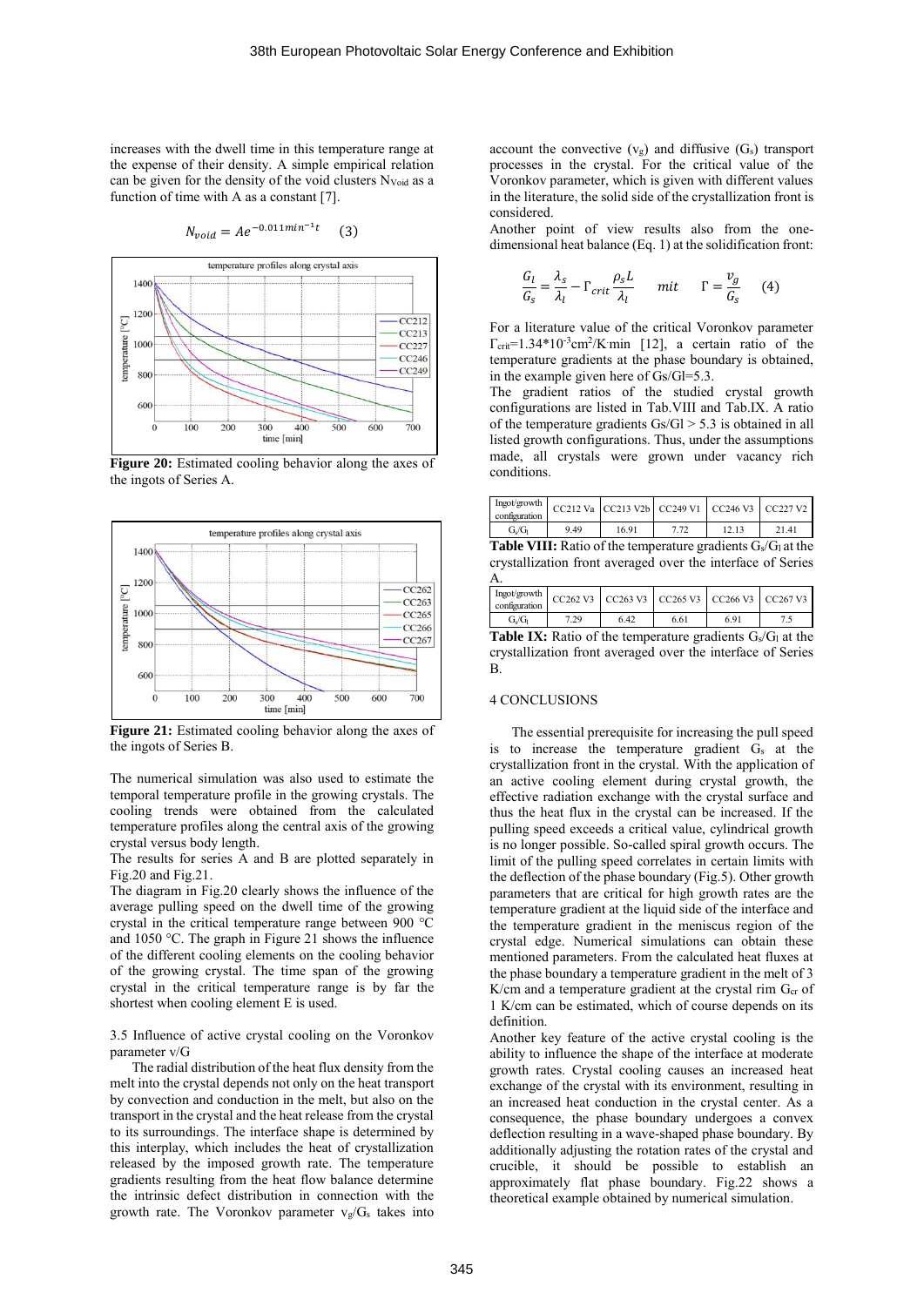increases with the dwell time in this temperature range at the expense of their density. A simple empirical relation can be given for the density of the void clusters $N_{Void}$ as a function of time with A as a constant [7].

$$N_{void} = Ae^{-0.011min^{-1}t} \quad (3)$$

**Figure 20:** Estimated cooling behavior along the axes of the ingots of Series A.

**Figure 21:** Estimated cooling behavior along the axes of the ingots of Series B.

The numerical simulation was also used to estimate the temporal temperature profile in the growing crystals. The cooling trends were obtained from the calculated temperature profiles along the central axis of the growing crystal versus body length.

The results for series A and B are plotted separately in Fig.20 and Fig.21.

The diagram in Fig.20 clearly shows the influence of the average pulling speed on the dwell time of the growing crystal in the critical temperature range between 900 °C and 1050 °C. The graph in Figure 21 shows the influence of the different cooling elements on the cooling behavior of the growing crystal. The time span of the growing crystal in the critical temperature range is by far the shortest when cooling element E is used.

3.5 Influence of active crystal cooling on the Voronkov parameter v/G

The radial distribution of the heat flux density from the melt into the crystal depends not only on the heat transport by convection and conduction in the melt, but also on the transport in the crystal and the heat release from the crystal to its surroundings. The interface shape is determined by this interplay, which includes the heat of crystallization released by the imposed growth rate. The temperature gradients resulting from the heat flow balance determine the intrinsic defect distribution in connection with the growth rate. The Voronkov parameter $v_g/G_s$ takes into account the convective ($v_g$) and diffusive ($G_s$) transport processes in the crystal. For the critical value of the Voronkov parameter, which is given with different values in the literature, the solid side of the crystallization front is considered.

Another point of view results also from the one-dimensional heat balance (Eq. 1) at the solidification front:

$$\frac{G_l}{G_s} = \frac{\lambda_s}{\lambda_l} - \Gamma_{crit}\frac{\rho_s L}{\lambda_l} \qquad mit \qquad \Gamma = \frac{v_g}{G_s} \quad (4)$$

For a literature value of the critical Voronkov parameter $\Gamma_{crit}$=1.34*10$^{-3}$cm$^2$/K·min [12], a certain ratio of the temperature gradients at the phase boundary is obtained, in the example given here of Gs/Gl=5.3.

The gradient ratios of the studied crystal growth configurations are listed in Tab.VIII and Tab.IX. A ratio of the temperature gradients Gs/Gl > 5.3 is obtained in all listed growth configurations. Thus, under the assumptions made, all crystals were grown under vacancy rich conditions.

| Ingot/growth configuration | CC212 Va | CC213 V2b | CC249 V1 | CC246 V3 | CC227 V2 |
|---|---|---|---|---|---|
| $G_s/G_l$ | 9.49 | 16.91 | 7.72 | 12.13 | 21.41 |

**Table VIII:** Ratio of the temperature gradients $G_s/G_l$ at the crystallization front averaged over the interface of Series A.

| Ingot/growth configuration | CC262 V3 | CC263 V3 | CC265 V3 | CC266 V3 | CC267 V3 |
|---|---|---|---|---|---|
| $G_s/G_l$ | 7.29 | 6.42 | 6.61 | 6.91 | 7.5 |

**Table IX:** Ratio of the temperature gradients $G_s/G_l$ at the crystallization front averaged over the interface of Series B.

## 4 CONCLUSIONS

The essential prerequisite for increasing the pull speed is to increase the temperature gradient $G_s$ at the crystallization front in the crystal. With the application of an active cooling element during crystal growth, the effective radiation exchange with the crystal surface and thus the heat flux in the crystal can be increased. If the pulling speed exceeds a critical value, cylindrical growth is no longer possible. So-called spiral growth occurs. The limit of the pulling speed correlates in certain limits with the deflection of the phase boundary (Fig.5). Other growth parameters that are critical for high growth rates are the temperature gradient at the liquid side of the interface and the temperature gradient in the meniscus region of the crystal edge. Numerical simulations can obtain these mentioned parameters. From the calculated heat fluxes at the phase boundary a temperature gradient in the melt of 3 K/cm and a temperature gradient at the crystal rim $G_{cr}$ of 1 K/cm can be estimated, which of course depends on its definition.

Another key feature of the active crystal cooling is the ability to influence the shape of the interface at moderate growth rates. Crystal cooling causes an increased heat exchange of the crystal with its environment, resulting in an increased heat conduction in the crystal center. As a consequence, the phase boundary undergoes a convex deflection resulting in a wave-shaped phase boundary. By additionally adjusting the rotation rates of the crystal and crucible, it should be possible to establish an approximately flat phase boundary. Fig.22 shows a theoretical example obtained by numerical simulation.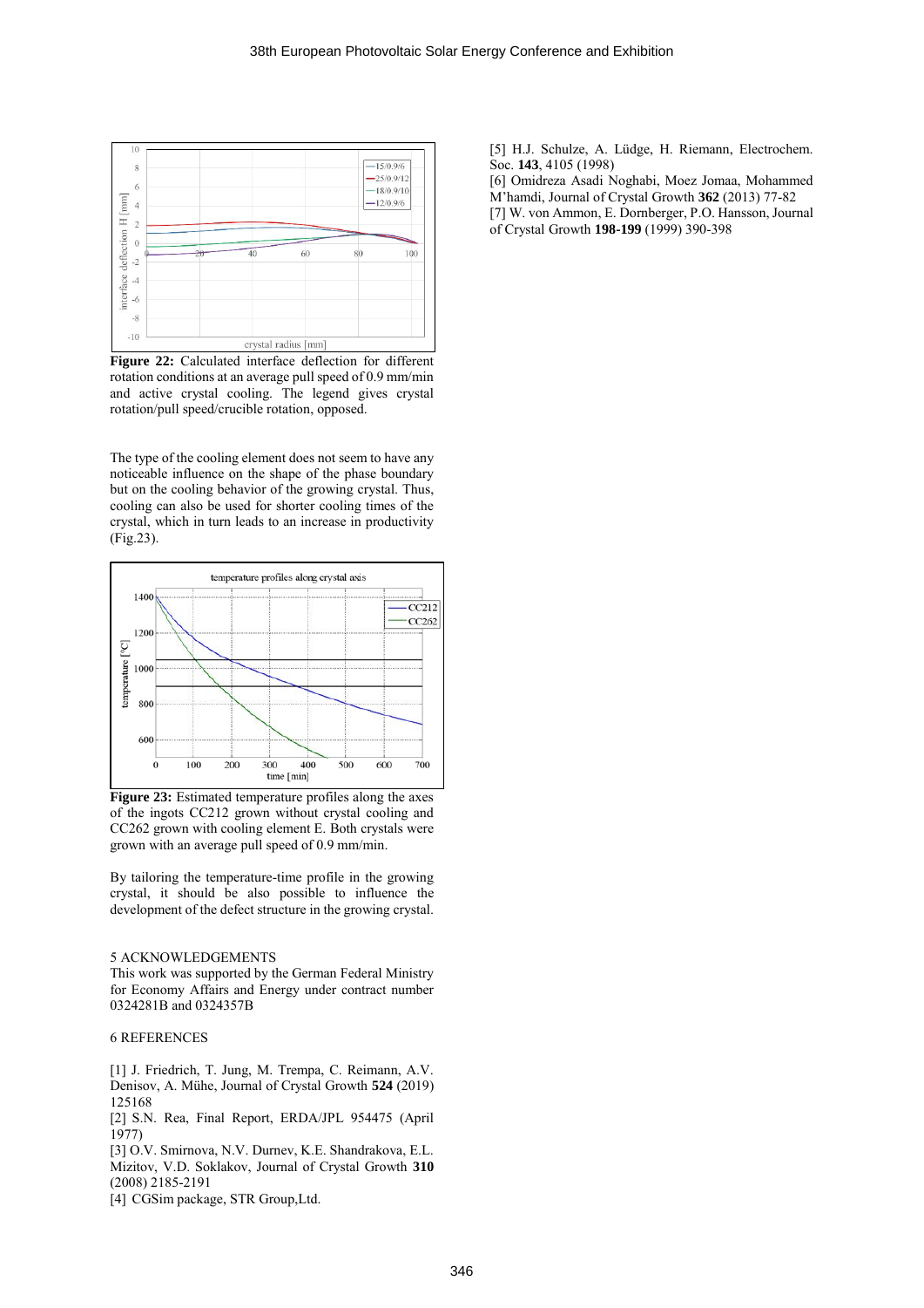10
8
6
4
2
0
-2
-4
-6
-8
-10

interface deflection H [mm]

0 20 40 60 80 100

crystal radius [mm]

15/0.9/6
25/0.9/12
18/0.9/10
12/0.9/6

**Figure 22:** Calculated interface deflection for different rotation conditions at an average pull speed of 0.9 mm/min and active crystal cooling. The legend gives crystal rotation/pull speed/crucible rotation, opposed.

The type of the cooling element does not seem to have any noticeable influence on the shape of the phase boundary but on the cooling behavior of the growing crystal. Thus, cooling can also be used for shorter cooling times of the crystal, which in turn leads to an increase in productivity (Fig.23).

temperature profiles along crystal axis

1400
1200
1000
800
600

temperature [°C]

0 100 200 300 400 500 600 700

time [min]

CC212
CC262

**Figure 23:** Estimated temperature profiles along the axes of the ingots CC212 grown without crystal cooling and CC262 grown with cooling element E. Both crystals were grown with an average pull speed of 0.9 mm/min.

By tailoring the temperature-time profile in the growing crystal, it should be also possible to influence the development of the defect structure in the growing crystal.

## 5 ACKNOWLEDGEMENTS

This work was supported by the German Federal Ministry for Economy Affairs and Energy under contract number 0324281B and 0324357B

## 6 REFERENCES

[1] J. Friedrich, T. Jung, M. Trempa, C. Reimann, A.V. Denisov, A. Mühe, Journal of Crystal Growth **524** (2019) 125168

[2] S.N. Rea, Final Report, ERDA/JPL 954475 (April 1977)

[3] O.V. Smirnova, N.V. Durnev, K.E. Shandrakova, E.L. Mizitov, V.D. Soklakov, Journal of Crystal Growth **310** (2008) 2185-2191

[4] CGSim package, STR Group,Ltd.

[5] H.J. Schulze, A. Lüdge, H. Riemann, Electrochem. Soc. **143**, 4105 (1998)

[6] Omidreza Asadi Noghabi, Moez Jomaa, Mohammed M'hamdi, Journal of Crystal Growth **362** (2013) 77-82

[7] W. von Ammon, E. Dornberger, P.O. Hansson, Journal of Crystal Growth **198-199** (1999) 390-398